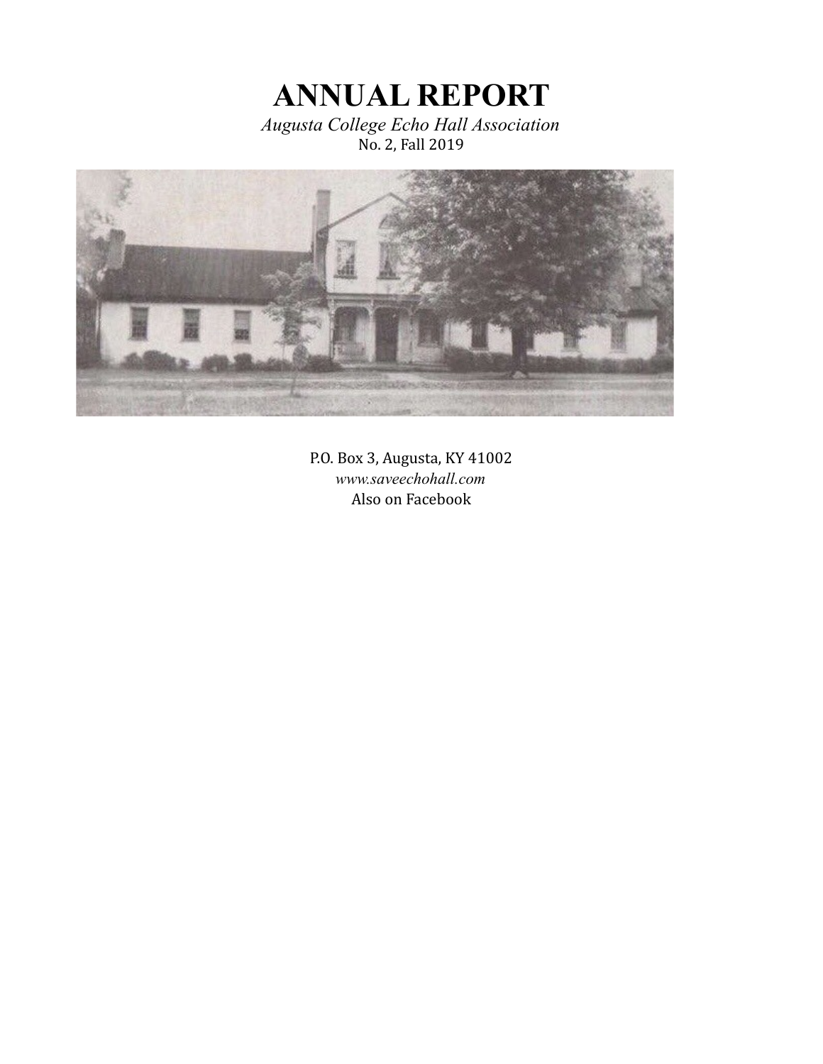# ANNUAL REPORT

*Augusta College Echo Hall Association*
No. 2, Fall 2019

P.O. Box 3, Augusta, KY 41002
*www.saveechohall.com*
Also on Facebook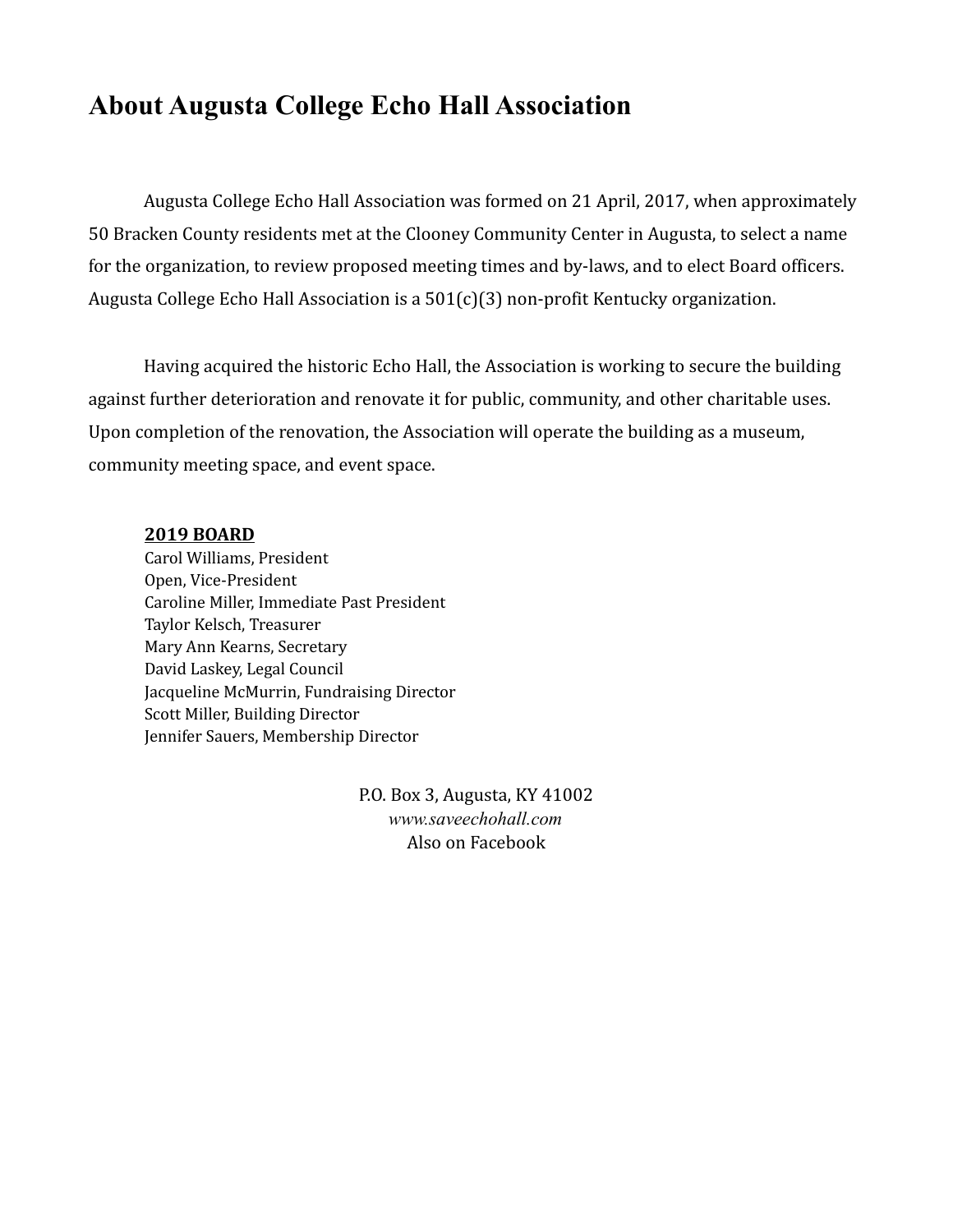# About Augusta College Echo Hall Association

Augusta College Echo Hall Association was formed on 21 April, 2017, when approximately 50 Bracken County residents met at the Clooney Community Center in Augusta, to select a name for the organization, to review proposed meeting times and by-laws, and to elect Board officers. Augusta College Echo Hall Association is a 501(c)(3) non-profit Kentucky organization.

Having acquired the historic Echo Hall, the Association is working to secure the building against further deterioration and renovate it for public, community, and other charitable uses. Upon completion of the renovation, the Association will operate the building as a museum, community meeting space, and event space.

**2019 BOARD**

Carol Williams, President
Open, Vice-President
Caroline Miller, Immediate Past President
Taylor Kelsch, Treasurer
Mary Ann Kearns, Secretary
David Laskey, Legal Council
Jacqueline McMurrin, Fundraising Director
Scott Miller, Building Director
Jennifer Sauers, Membership Director

P.O. Box 3, Augusta, KY 41002
*www.saveechohall.com*
Also on Facebook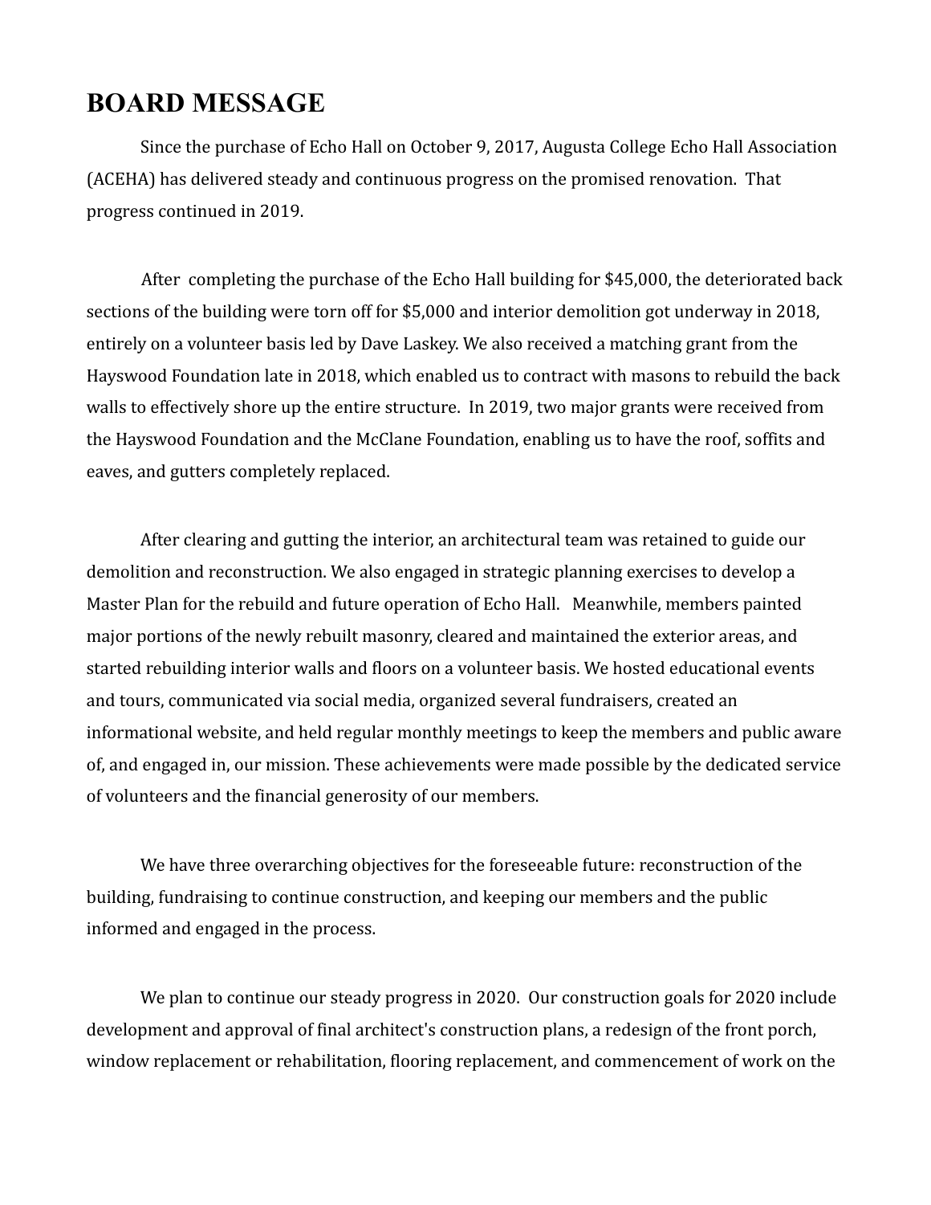# BOARD MESSAGE

Since the purchase of Echo Hall on October 9, 2017, Augusta College Echo Hall Association (ACEHA) has delivered steady and continuous progress on the promised renovation. That progress continued in 2019.

After completing the purchase of the Echo Hall building for $45,000, the deteriorated back sections of the building were torn off for $5,000 and interior demolition got underway in 2018, entirely on a volunteer basis led by Dave Laskey. We also received a matching grant from the Hayswood Foundation late in 2018, which enabled us to contract with masons to rebuild the back walls to effectively shore up the entire structure. In 2019, two major grants were received from the Hayswood Foundation and the McClane Foundation, enabling us to have the roof, soffits and eaves, and gutters completely replaced.

After clearing and gutting the interior, an architectural team was retained to guide our demolition and reconstruction. We also engaged in strategic planning exercises to develop a Master Plan for the rebuild and future operation of Echo Hall. Meanwhile, members painted major portions of the newly rebuilt masonry, cleared and maintained the exterior areas, and started rebuilding interior walls and floors on a volunteer basis. We hosted educational events and tours, communicated via social media, organized several fundraisers, created an informational website, and held regular monthly meetings to keep the members and public aware of, and engaged in, our mission. These achievements were made possible by the dedicated service of volunteers and the financial generosity of our members.

We have three overarching objectives for the foreseeable future: reconstruction of the building, fundraising to continue construction, and keeping our members and the public informed and engaged in the process.

We plan to continue our steady progress in 2020. Our construction goals for 2020 include development and approval of final architect's construction plans, a redesign of the front porch, window replacement or rehabilitation, flooring replacement, and commencement of work on the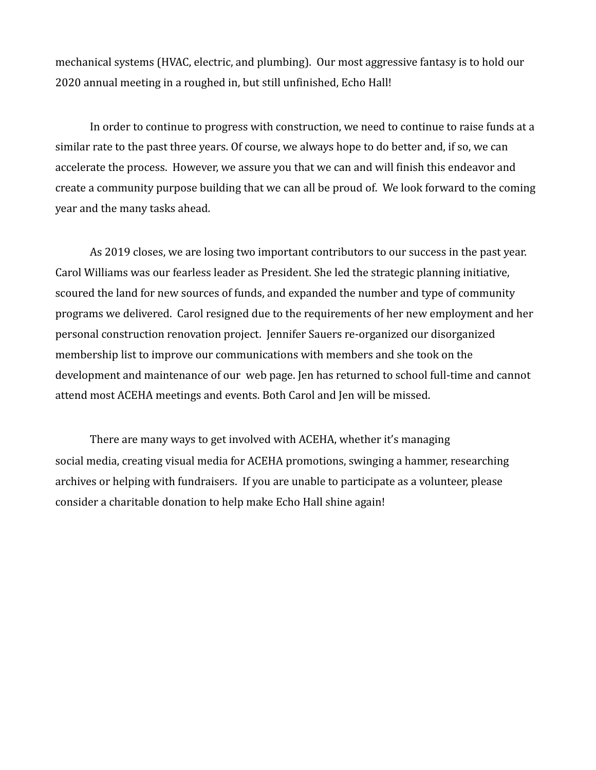mechanical systems (HVAC, electric, and plumbing). Our most aggressive fantasy is to hold our 2020 annual meeting in a roughed in, but still unfinished, Echo Hall!

In order to continue to progress with construction, we need to continue to raise funds at a similar rate to the past three years. Of course, we always hope to do better and, if so, we can accelerate the process. However, we assure you that we can and will finish this endeavor and create a community purpose building that we can all be proud of. We look forward to the coming year and the many tasks ahead.

As 2019 closes, we are losing two important contributors to our success in the past year. Carol Williams was our fearless leader as President. She led the strategic planning initiative, scoured the land for new sources of funds, and expanded the number and type of community programs we delivered. Carol resigned due to the requirements of her new employment and her personal construction renovation project. Jennifer Sauers re-organized our disorganized membership list to improve our communications with members and she took on the development and maintenance of our web page. Jen has returned to school full-time and cannot attend most ACEHA meetings and events. Both Carol and Jen will be missed.

There are many ways to get involved with ACEHA, whether it's managing social media, creating visual media for ACEHA promotions, swinging a hammer, researching archives or helping with fundraisers. If you are unable to participate as a volunteer, please consider a charitable donation to help make Echo Hall shine again!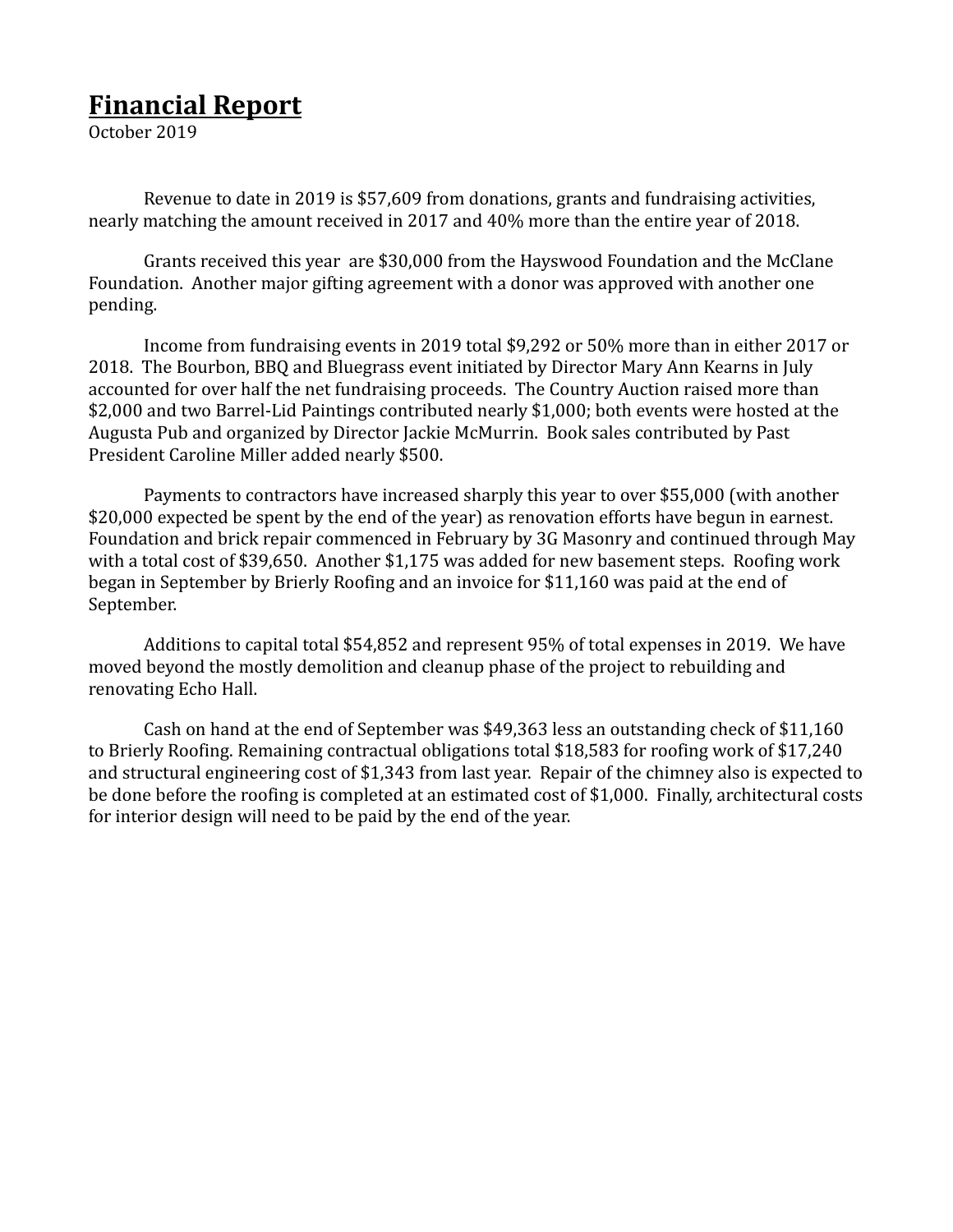# **Financial Report**

October 2019

Revenue to date in 2019 is $57,609 from donations, grants and fundraising activities, nearly matching the amount received in 2017 and 40% more than the entire year of 2018.

Grants received this year are $30,000 from the Hayswood Foundation and the McClane Foundation. Another major gifting agreement with a donor was approved with another one pending.

Income from fundraising events in 2019 total $9,292 or 50% more than in either 2017 or 2018. The Bourbon, BBQ and Bluegrass event initiated by Director Mary Ann Kearns in July accounted for over half the net fundraising proceeds. The Country Auction raised more than $2,000 and two Barrel-Lid Paintings contributed nearly $1,000; both events were hosted at the Augusta Pub and organized by Director Jackie McMurrin. Book sales contributed by Past President Caroline Miller added nearly $500.

Payments to contractors have increased sharply this year to over $55,000 (with another $20,000 expected be spent by the end of the year) as renovation efforts have begun in earnest. Foundation and brick repair commenced in February by 3G Masonry and continued through May with a total cost of $39,650. Another $1,175 was added for new basement steps. Roofing work began in September by Brierly Roofing and an invoice for $11,160 was paid at the end of September.

Additions to capital total $54,852 and represent 95% of total expenses in 2019. We have moved beyond the mostly demolition and cleanup phase of the project to rebuilding and renovating Echo Hall.

Cash on hand at the end of September was $49,363 less an outstanding check of $11,160 to Brierly Roofing. Remaining contractual obligations total $18,583 for roofing work of $17,240 and structural engineering cost of $1,343 from last year. Repair of the chimney also is expected to be done before the roofing is completed at an estimated cost of $1,000. Finally, architectural costs for interior design will need to be paid by the end of the year.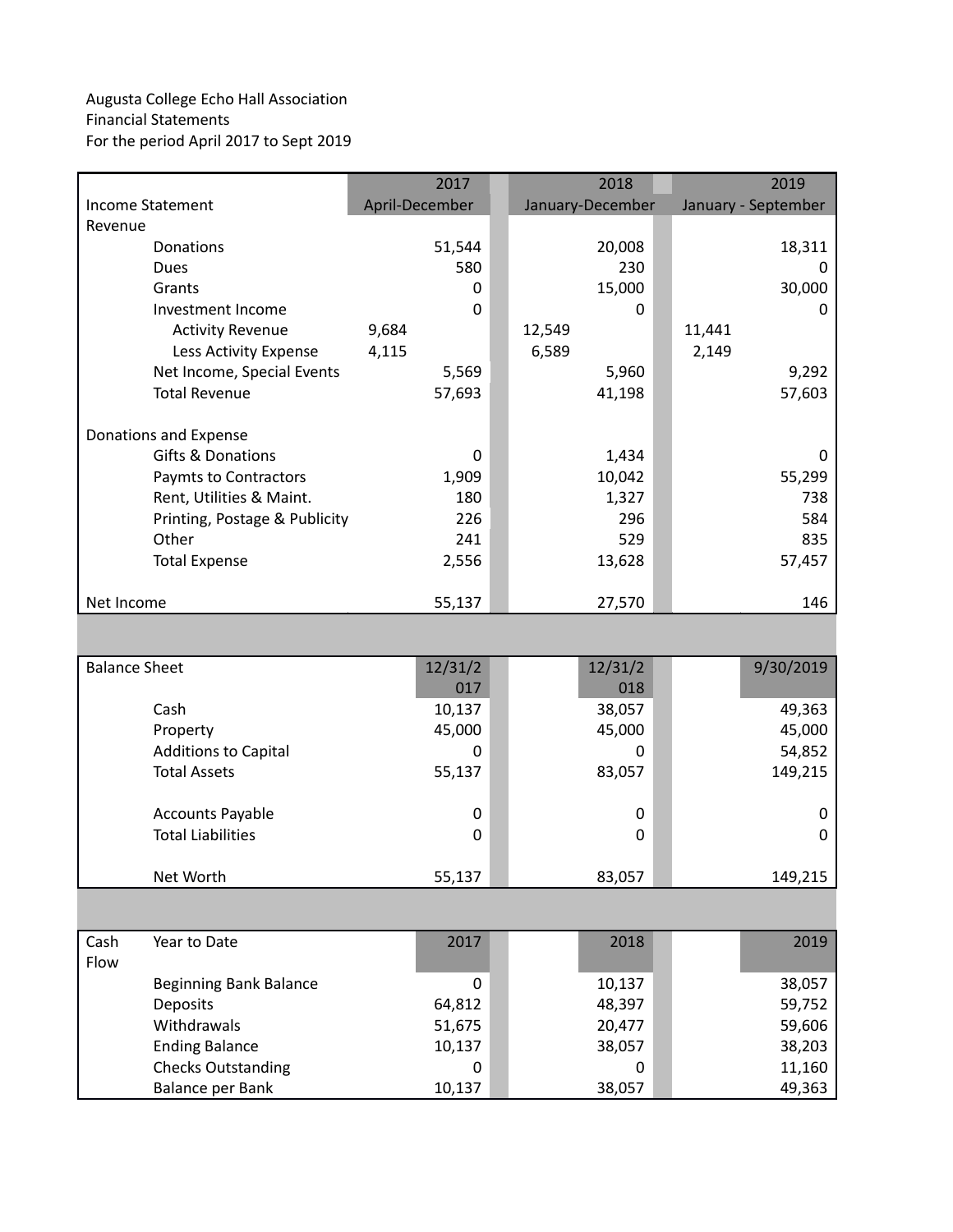Augusta College Echo Hall Association
Financial Statements
For the period April 2017 to Sept 2019

| Income Statement | | 2017 April-December | | 2018 January-December | | 2019 January - September |
|---|---|---|---|---|---|---|
| Revenue | | | | | | |
| Donations | | 51,544 | | 20,008 | | 18,311 |
| Dues | | 580 | | 230 | | 0 |
| Grants | | 0 | | 15,000 | | 30,000 |
| Investment Income | | 0 | | 0 | | 0 |
| Activity Revenue | 9,684 | | 12,549 | | 11,441 | |
| Less Activity Expense | 4,115 | | 6,589 | | 2,149 | |
| Net Income, Special Events | | 5,569 | | 5,960 | | 9,292 |
| Total Revenue | | 57,693 | | 41,198 | | 57,603 |
| | | | | | | |
| Donations and Expense | | | | | | |
| Gifts & Donations | | 0 | | 1,434 | | 0 |
| Paymts to Contractors | | 1,909 | | 10,042 | | 55,299 |
| Rent, Utilities & Maint. | | 180 | | 1,327 | | 738 |
| Printing, Postage & Publicity | | 226 | | 296 | | 584 |
| Other | | 241 | | 529 | | 835 |
| Total Expense | | 2,556 | | 13,628 | | 57,457 |
| | | | | | | |
| Net Income | | 55,137 | | 27,570 | | 146 |

| Balance Sheet | 12/31/2017 | 12/31/2018 | 9/30/2019 |
|---|---|---|---|
| Cash | 10,137 | 38,057 | 49,363 |
| Property | 45,000 | 45,000 | 45,000 |
| Additions to Capital | 0 | 0 | 54,852 |
| Total Assets | 55,137 | 83,057 | 149,215 |
| | | | |
| Accounts Payable | 0 | 0 | 0 |
| Total Liabilities | 0 | 0 | 0 |
| | | | |
| Net Worth | 55,137 | 83,057 | 149,215 |

| Cash Flow | Year to Date | 2017 | 2018 | 2019 |
|---|---|---|---|---|
| | Beginning Bank Balance | 0 | 10,137 | 38,057 |
| | Deposits | 64,812 | 48,397 | 59,752 |
| | Withdrawals | 51,675 | 20,477 | 59,606 |
| | Ending Balance | 10,137 | 38,057 | 38,203 |
| | Checks Outstanding | 0 | 0 | 11,160 |
| | Balance per Bank | 10,137 | 38,057 | 49,363 |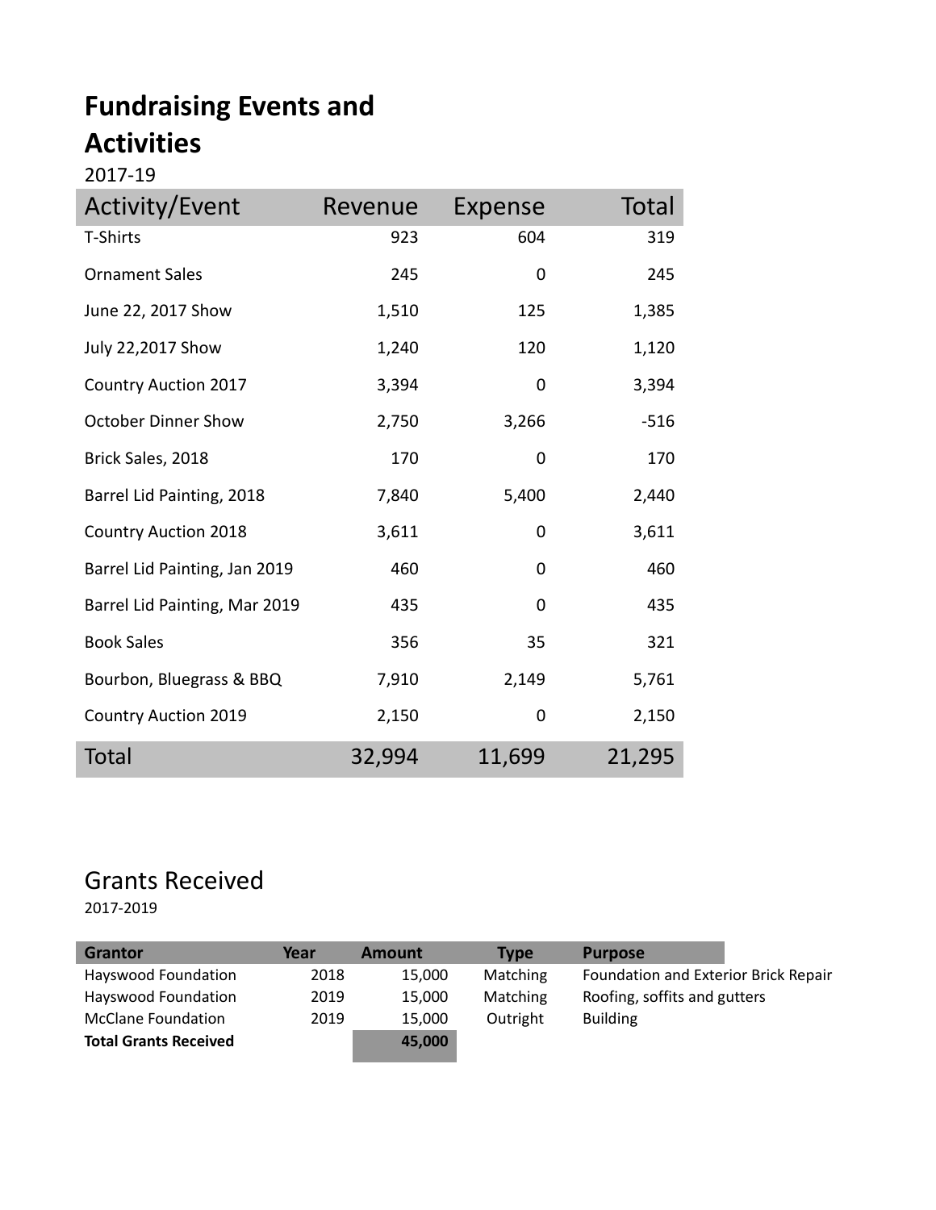# Fundraising Events and Activities

2017-19

| Activity/Event | Revenue | Expense | Total |
|---|---|---|---|
| T-Shirts | 923 | 604 | 319 |
| Ornament Sales | 245 | 0 | 245 |
| June 22, 2017 Show | 1,510 | 125 | 1,385 |
| July 22,2017 Show | 1,240 | 120 | 1,120 |
| Country Auction 2017 | 3,394 | 0 | 3,394 |
| October Dinner Show | 2,750 | 3,266 | -516 |
| Brick Sales, 2018 | 170 | 0 | 170 |
| Barrel Lid Painting, 2018 | 7,840 | 5,400 | 2,440 |
| Country Auction 2018 | 3,611 | 0 | 3,611 |
| Barrel Lid Painting, Jan 2019 | 460 | 0 | 460 |
| Barrel Lid Painting, Mar 2019 | 435 | 0 | 435 |
| Book Sales | 356 | 35 | 321 |
| Bourbon, Bluegrass & BBQ | 7,910 | 2,149 | 5,761 |
| Country Auction 2019 | 2,150 | 0 | 2,150 |
| Total | 32,994 | 11,699 | 21,295 |

## Grants Received

2017-2019

| Grantor | Year | Amount | Type | Purpose |
|---|---|---|---|---|
| Hayswood Foundation | 2018 | 15,000 | Matching | Foundation and Exterior Brick Repair |
| Hayswood Foundation | 2019 | 15,000 | Matching | Roofing, soffits and gutters |
| McClane Foundation | 2019 | 15,000 | Outright | Building |
| **Total Grants Received** | | **45,000** | | |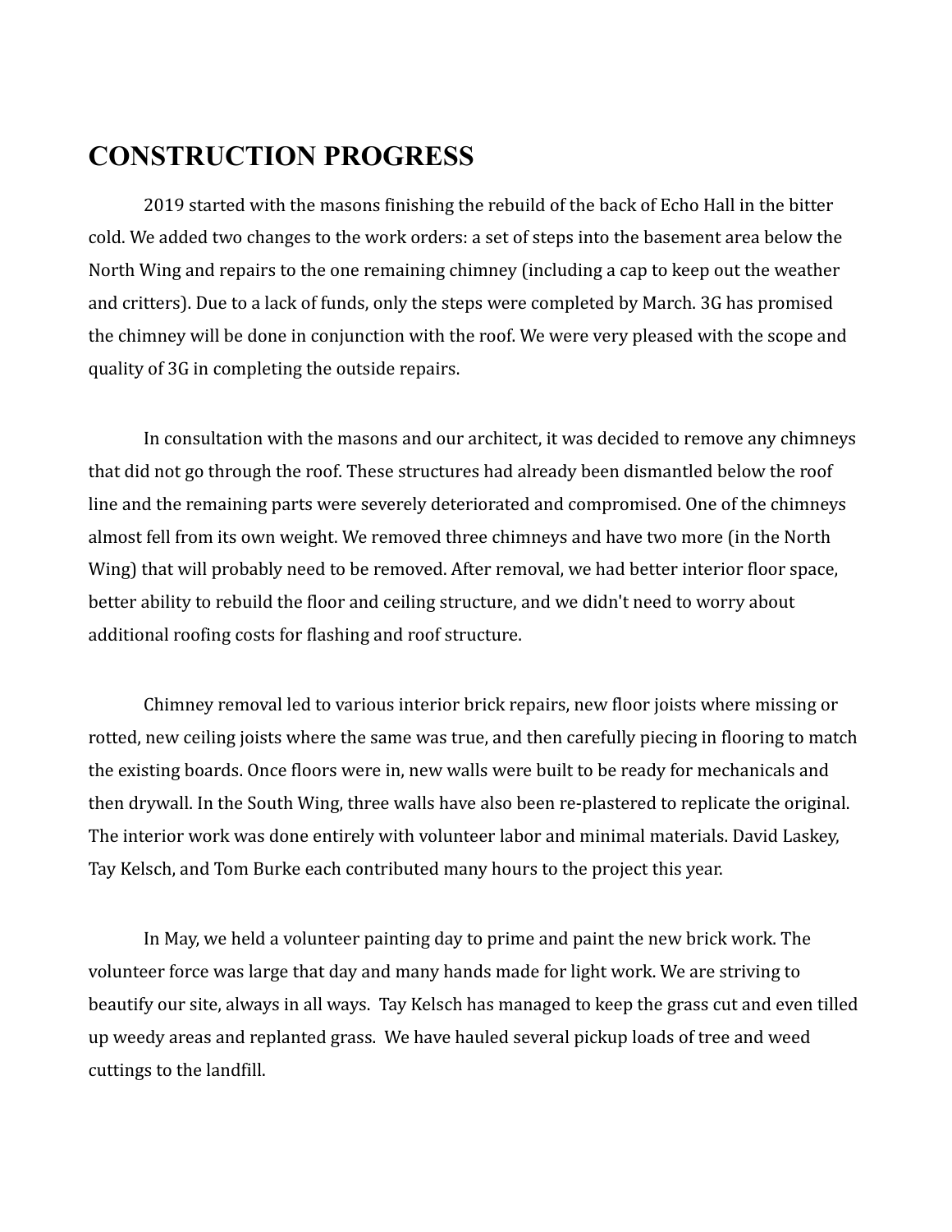# CONSTRUCTION PROGRESS

2019 started with the masons finishing the rebuild of the back of Echo Hall in the bitter cold. We added two changes to the work orders: a set of steps into the basement area below the North Wing and repairs to the one remaining chimney (including a cap to keep out the weather and critters). Due to a lack of funds, only the steps were completed by March. 3G has promised the chimney will be done in conjunction with the roof. We were very pleased with the scope and quality of 3G in completing the outside repairs.

In consultation with the masons and our architect, it was decided to remove any chimneys that did not go through the roof. These structures had already been dismantled below the roof line and the remaining parts were severely deteriorated and compromised. One of the chimneys almost fell from its own weight. We removed three chimneys and have two more (in the North Wing) that will probably need to be removed. After removal, we had better interior floor space, better ability to rebuild the floor and ceiling structure, and we didn't need to worry about additional roofing costs for flashing and roof structure.

Chimney removal led to various interior brick repairs, new floor joists where missing or rotted, new ceiling joists where the same was true, and then carefully piecing in flooring to match the existing boards. Once floors were in, new walls were built to be ready for mechanicals and then drywall. In the South Wing, three walls have also been re-plastered to replicate the original. The interior work was done entirely with volunteer labor and minimal materials. David Laskey, Tay Kelsch, and Tom Burke each contributed many hours to the project this year.

In May, we held a volunteer painting day to prime and paint the new brick work. The volunteer force was large that day and many hands made for light work. We are striving to beautify our site, always in all ways. Tay Kelsch has managed to keep the grass cut and even tilled up weedy areas and replanted grass. We have hauled several pickup loads of tree and weed cuttings to the landfill.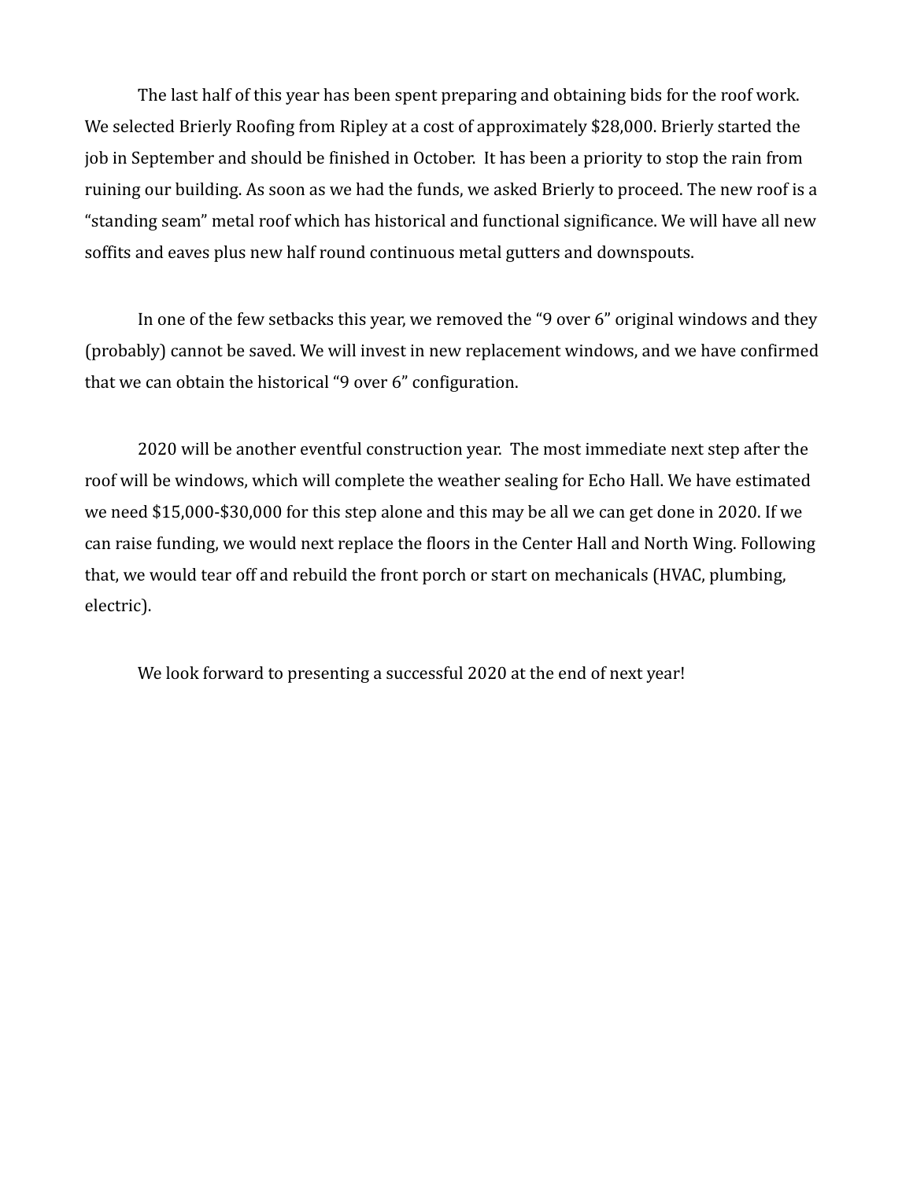The last half of this year has been spent preparing and obtaining bids for the roof work. We selected Brierly Roofing from Ripley at a cost of approximately $28,000. Brierly started the job in September and should be finished in October. It has been a priority to stop the rain from ruining our building. As soon as we had the funds, we asked Brierly to proceed. The new roof is a "standing seam" metal roof which has historical and functional significance. We will have all new soffits and eaves plus new half round continuous metal gutters and downspouts.

In one of the few setbacks this year, we removed the "9 over 6" original windows and they (probably) cannot be saved. We will invest in new replacement windows, and we have confirmed that we can obtain the historical "9 over 6" configuration.

2020 will be another eventful construction year. The most immediate next step after the roof will be windows, which will complete the weather sealing for Echo Hall. We have estimated we need $15,000-$30,000 for this step alone and this may be all we can get done in 2020. If we can raise funding, we would next replace the floors in the Center Hall and North Wing. Following that, we would tear off and rebuild the front porch or start on mechanicals (HVAC, plumbing, electric).

We look forward to presenting a successful 2020 at the end of next year!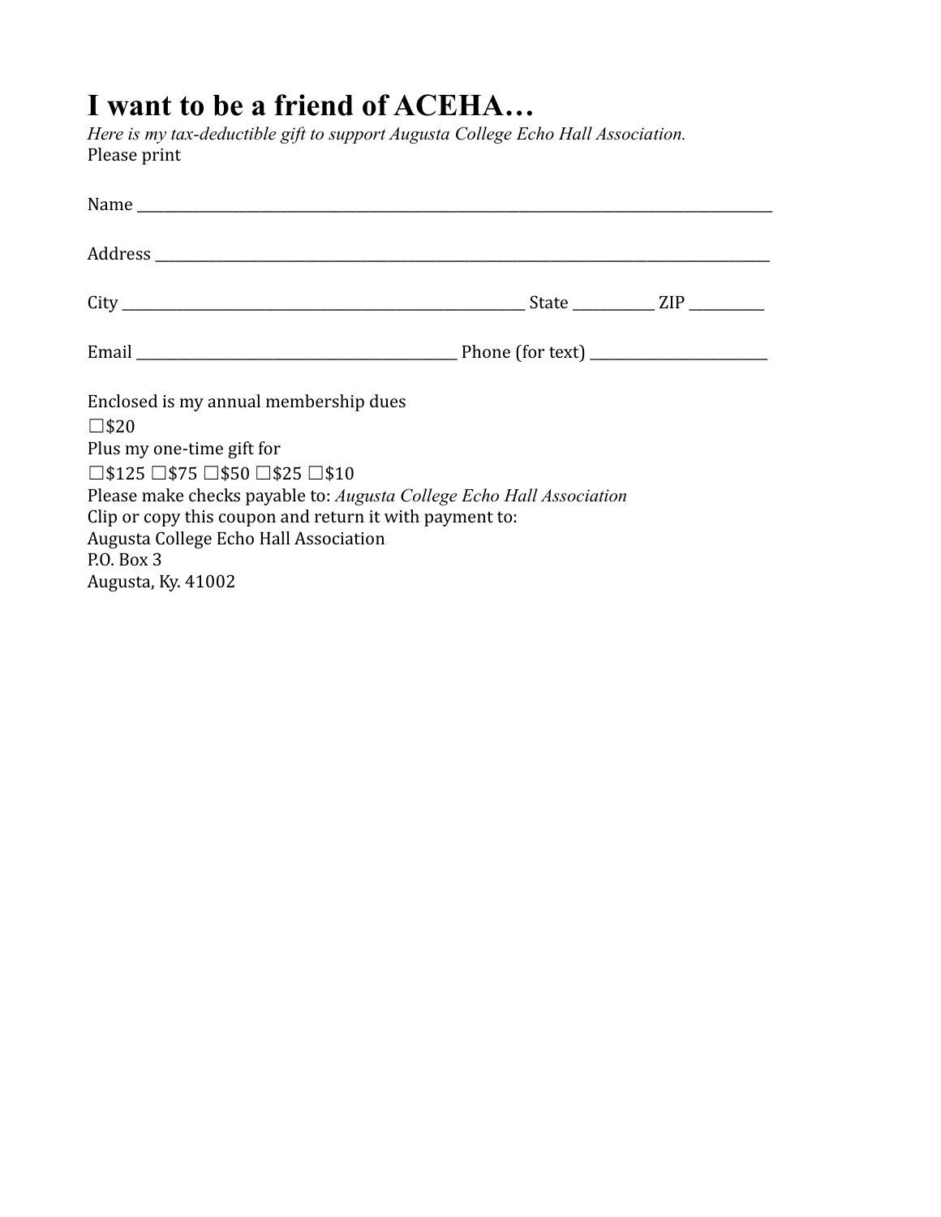# I want to be a friend of ACEHA…

*Here is my tax-deductible gift to support Augusta College Echo Hall Association.*
Please print

Name ___________________________________________________________________________________

Address ________________________________________________________________________________

City _________________________________________________________ State ___________ ZIP __________

Email ____________________________________________ Phone (for text) ________________________

Enclosed is my annual membership dues
☐$20
Plus my one-time gift for
☐$125 ☐$75 ☐$50 ☐$25 ☐$10
Please make checks payable to: *Augusta College Echo Hall Association*
Clip or copy this coupon and return it with payment to:
Augusta College Echo Hall Association
P.O. Box 3
Augusta, Ky. 41002